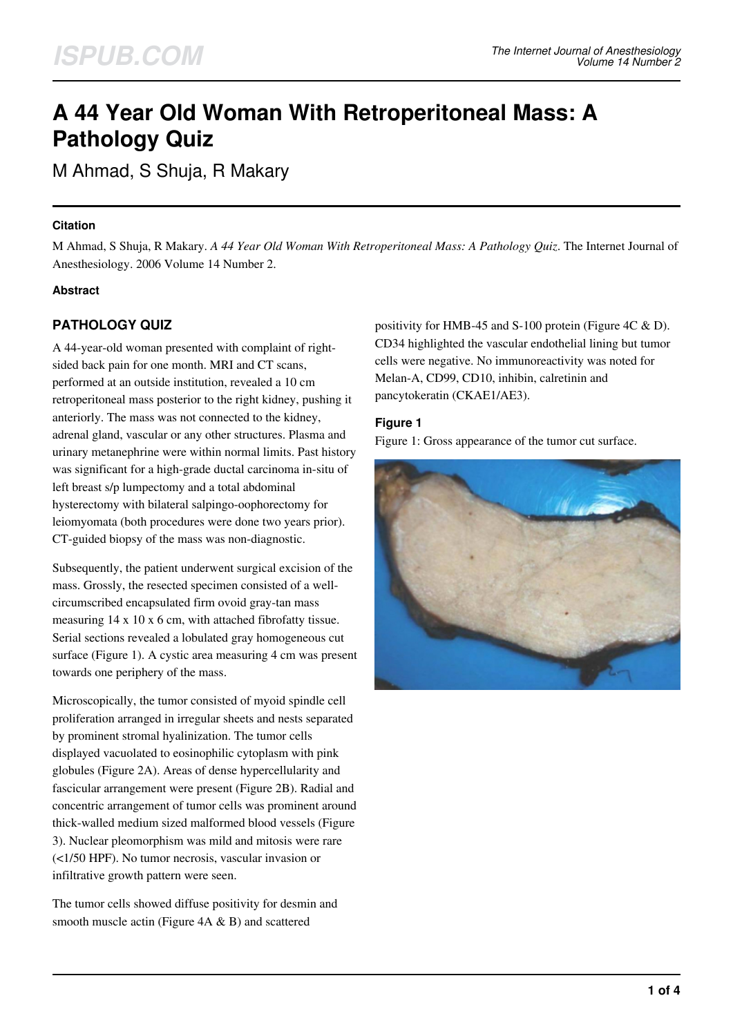# A 44 Year Old Woman With Retroperitoneal Mass: A Pathology Quiz

M Ahmad, S Shuja, R Makary

### Citation

M Ahmad, S Shuja, R Makary. *A 44 Year Old Woman With Retroperitoneal Mass: A Pathology Quiz*. The Internet Journal of Anesthesiology. 2006 Volume 14 Number 2.

### Abstract

## PATHOLOGY QUIZ

A 44-year-old woman presented with complaint of right-sided back pain for one month. MRI and CT scans, performed at an outside institution, revealed a 10 cm retroperitoneal mass posterior to the right kidney, pushing it anteriorly. The mass was not connected to the kidney, adrenal gland, vascular or any other structures. Plasma and urinary metanephrine were within normal limits. Past history was significant for a high-grade ductal carcinoma in-situ of left breast s/p lumpectomy and a total abdominal hysterectomy with bilateral salpingo-oophorectomy for leiomyomata (both procedures were done two years prior). CT-guided biopsy of the mass was non-diagnostic.

Subsequently, the patient underwent surgical excision of the mass. Grossly, the resected specimen consisted of a well-circumscribed encapsulated firm ovoid gray-tan mass measuring 14 x 10 x 6 cm, with attached fibrofatty tissue. Serial sections revealed a lobulated gray homogeneous cut surface (Figure 1). A cystic area measuring 4 cm was present towards one periphery of the mass.

Microscopically, the tumor consisted of myoid spindle cell proliferation arranged in irregular sheets and nests separated by prominent stromal hyalinization. The tumor cells displayed vacuolated to eosinophilic cytoplasm with pink globules (Figure 2A). Areas of dense hypercellularity and fascicular arrangement were present (Figure 2B). Radial and concentric arrangement of tumor cells was prominent around thick-walled medium sized malformed blood vessels (Figure 3). Nuclear pleomorphism was mild and mitosis were rare (<1/50 HPF). No tumor necrosis, vascular invasion or infiltrative growth pattern were seen.

The tumor cells showed diffuse positivity for desmin and smooth muscle actin (Figure 4A & B) and scattered positivity for HMB-45 and S-100 protein (Figure 4C & D). CD34 highlighted the vascular endothelial lining but tumor cells were negative. No immunoreactivity was noted for Melan-A, CD99, CD10, inhibin, calretinin and pancytokeratin (CKAE1/AE3).

### Figure 1

Figure 1: Gross appearance of the tumor cut surface.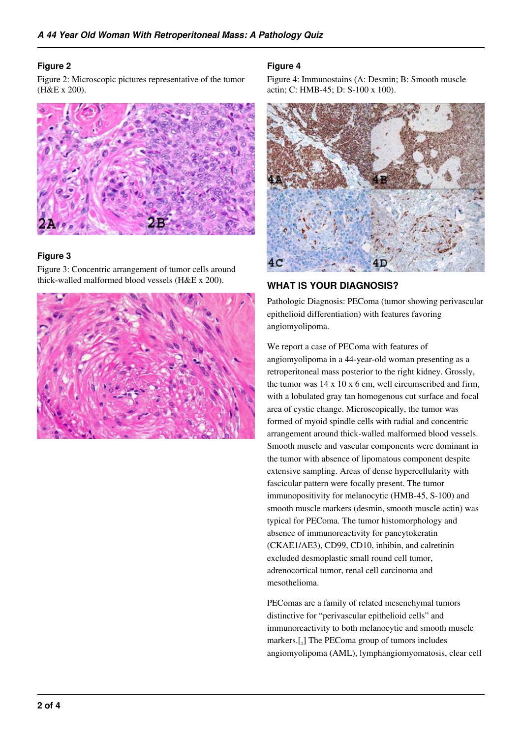### Figure 2

Figure 2: Microscopic pictures representative of the tumor (H&E x 200).

### Figure 3

Figure 3: Concentric arrangement of tumor cells around thick-walled malformed blood vessels (H&E x 200).

### Figure 4

Figure 4: Immunostains (A: Desmin; B: Smooth muscle actin; C: HMB-45; D: S-100 x 100).

## WHAT IS YOUR DIAGNOSIS?

Pathologic Diagnosis: PEComa (tumor showing perivascular epithelioid differentiation) with features favoring angiomyolipoma.

We report a case of PEComa with features of angiomyolipoma in a 44-year-old woman presenting as a retroperitoneal mass posterior to the right kidney. Grossly, the tumor was 14 x 10 x 6 cm, well circumscribed and firm, with a lobulated gray tan homogenous cut surface and focal area of cystic change. Microscopically, the tumor was formed of myoid spindle cells with radial and concentric arrangement around thick-walled malformed blood vessels. Smooth muscle and vascular components were dominant in the tumor with absence of lipomatous component despite extensive sampling. Areas of dense hypercellularity with fascicular pattern were focally present. The tumor immunopositivity for melanocytic (HMB-45, S-100) and smooth muscle markers (desmin, smooth muscle actin) was typical for PEComa. The tumor histomorphology and absence of immunoreactivity for pancytokeratin (CKAE1/AE3), CD99, CD10, inhibin, and calretinin excluded desmoplastic small round cell tumor, adrenocortical tumor, renal cell carcinoma and mesothelioma.

PEComas are a family of related mesenchymal tumors distinctive for "perivascular epithelioid cells" and immunoreactivity to both melanocytic and smooth muscle markers.[1] The PEComa group of tumors includes angiomyolipoma (AML), lymphangiomyomatosis, clear cell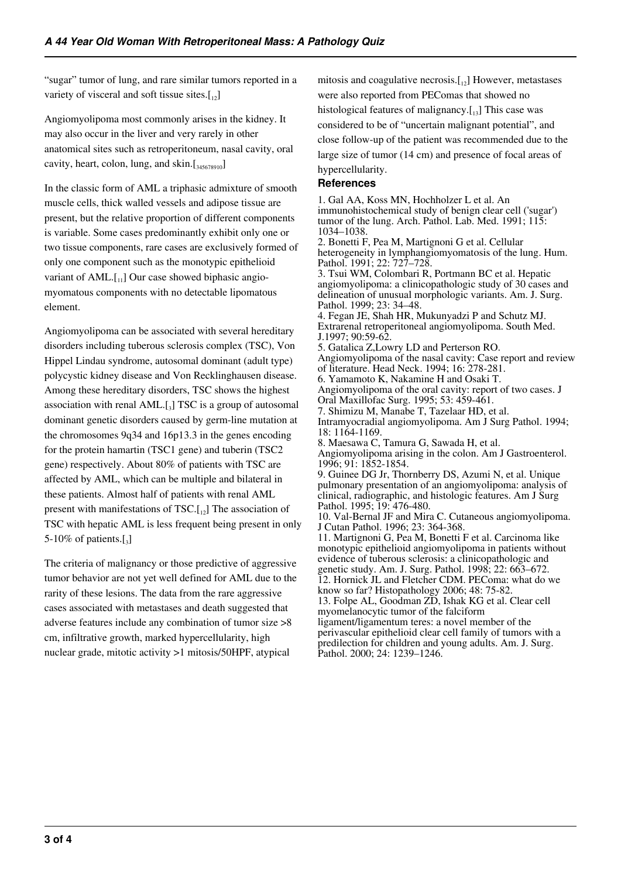"sugar" tumor of lung, and rare similar tumors reported in a variety of visceral and soft tissue sites.[12]

Angiomyolipoma most commonly arises in the kidney. It may also occur in the liver and very rarely in other anatomical sites such as retroperitoneum, nasal cavity, oral cavity, heart, colon, lung, and skin.[3,4,5,6,7,8,9,10]

In the classic form of AML a triphasic admixture of smooth muscle cells, thick walled vessels and adipose tissue are present, but the relative proportion of different components is variable. Some cases predominantly exhibit only one or two tissue components, rare cases are exclusively formed of only one component such as the monotypic epithelioid variant of AML.[11] Our case showed biphasic angio-myomatous components with no detectable lipomatous element.

Angiomyolipoma can be associated with several hereditary disorders including tuberous sclerosis complex (TSC), Von Hippel Lindau syndrome, autosomal dominant (adult type) polycystic kidney disease and Von Recklinghausen disease. Among these hereditary disorders, TSC shows the highest association with renal AML.[3] TSC is a group of autosomal dominant genetic disorders caused by germ-line mutation at the chromosomes 9q34 and 16p13.3 in the genes encoding for the protein hamartin (TSC1 gene) and tuberin (TSC2 gene) respectively. About 80% of patients with TSC are affected by AML, which can be multiple and bilateral in these patients. Almost half of patients with renal AML present with manifestations of TSC.[12] The association of TSC with hepatic AML is less frequent being present in only 5-10% of patients.[3]

The criteria of malignancy or those predictive of aggressive tumor behavior are not yet well defined for AML due to the rarity of these lesions. The data from the rare aggressive cases associated with metastases and death suggested that adverse features include any combination of tumor size >8 cm, infiltrative growth, marked hypercellularity, high nuclear grade, mitotic activity >1 mitosis/50HPF, atypical mitosis and coagulative necrosis.[12] However, metastases were also reported from PEComas that showed no histological features of malignancy.[13] This case was considered to be of "uncertain malignant potential", and close follow-up of the patient was recommended due to the large size of tumor (14 cm) and presence of focal areas of hypercellularity.

## References

1. Gal AA, Koss MN, Hochholzer L et al. An immunohistochemical study of benign clear cell ('sugar') tumor of the lung. Arch. Pathol. Lab. Med. 1991; 115: 1034–1038.
2. Bonetti F, Pea M, Martignoni G et al. Cellular heterogeneity in lymphangiomyomatosis of the lung. Hum. Pathol. 1991; 22: 727–728.
3. Tsui WM, Colombari R, Portmann BC et al. Hepatic angiomyolipoma: a clinicopathologic study of 30 cases and delineation of unusual morphologic variants. Am. J. Surg. Pathol. 1999; 23: 34–48.
4. Fegan JE, Shah HR, Mukunyadzi P and Schutz MJ. Extrarenal retroperitoneal angiomyolipoma. South Med. J.1997; 90:59-62.
5. Gatalica Z,Lowry LD and Perterson RO. Angiomyolipoma of the nasal cavity: Case report and review of literature. Head Neck. 1994; 16: 278-281.
6. Yamamoto K, Nakamine H and Osaki T. Angiomyolipoma of the oral cavity: report of two cases. J Oral Maxillofac Surg. 1995; 53: 459-461.
7. Shimizu M, Manabe T, Tazelaar HD, et al. Intramyocradial angiomyolipoma. Am J Surg Pathol. 1994; 18: 1164-1169.
8. Maesawa C, Tamura G, Sawada H, et al. Angiomyolipoma arising in the colon. Am J Gastroenterol. 1996; 91: 1852-1854.
9. Guinee DG Jr, Thornberry DS, Azumi N, et al. Unique pulmonary presentation of an angiomyolipoma: analysis of clinical, radiographic, and histologic features. Am J Surg Pathol. 1995; 19: 476-480.
10. Val-Bernal JF and Mira C. Cutaneous angiomyolipoma. J Cutan Pathol. 1996; 23: 364-368.
11. Martignoni G, Pea M, Bonetti F et al. Carcinoma like monotypic epithelioid angiomyolipoma in patients without evidence of tuberous sclerosis: a clinicopathologic and genetic study. Am. J. Surg. Pathol. 1998; 22: 663–672.
12. Hornick JL and Fletcher CDM. PEComa: what do we know so far? Histopathology 2006; 48: 75-82.
13. Folpe AL, Goodman ZD, Ishak KG et al. Clear cell myomelanocytic tumor of the falciform ligament/ligamentum teres: a novel member of the perivascular epithelioid clear cell family of tumors with a predilection for children and young adults. Am. J. Surg. Pathol. 2000; 24: 1239–1246.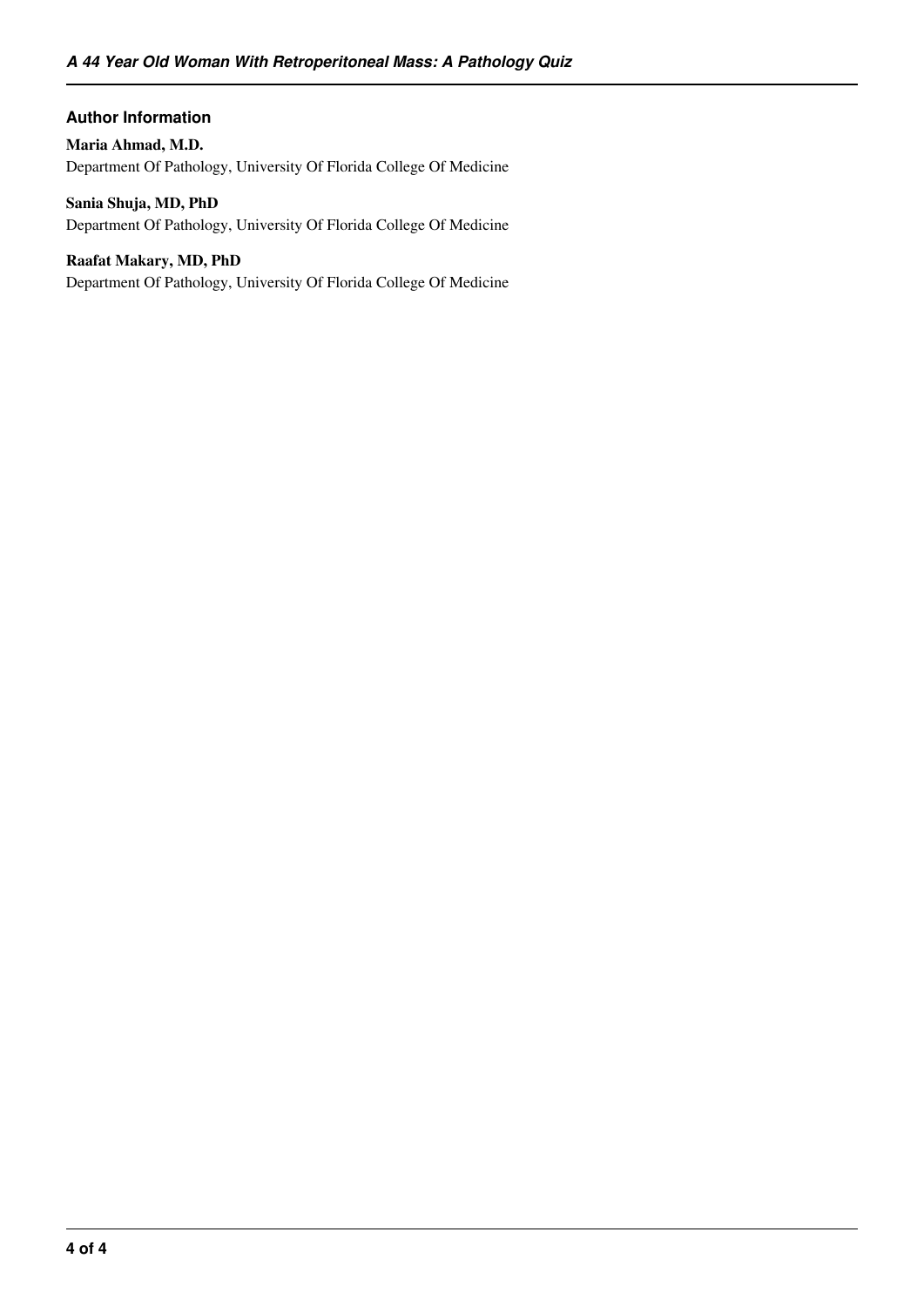### Author Information

**Maria Ahmad, M.D.**
Department Of Pathology, University Of Florida College Of Medicine

**Sania Shuja, MD, PhD**
Department Of Pathology, University Of Florida College Of Medicine

**Raafat Makary, MD, PhD**
Department Of Pathology, University Of Florida College Of Medicine